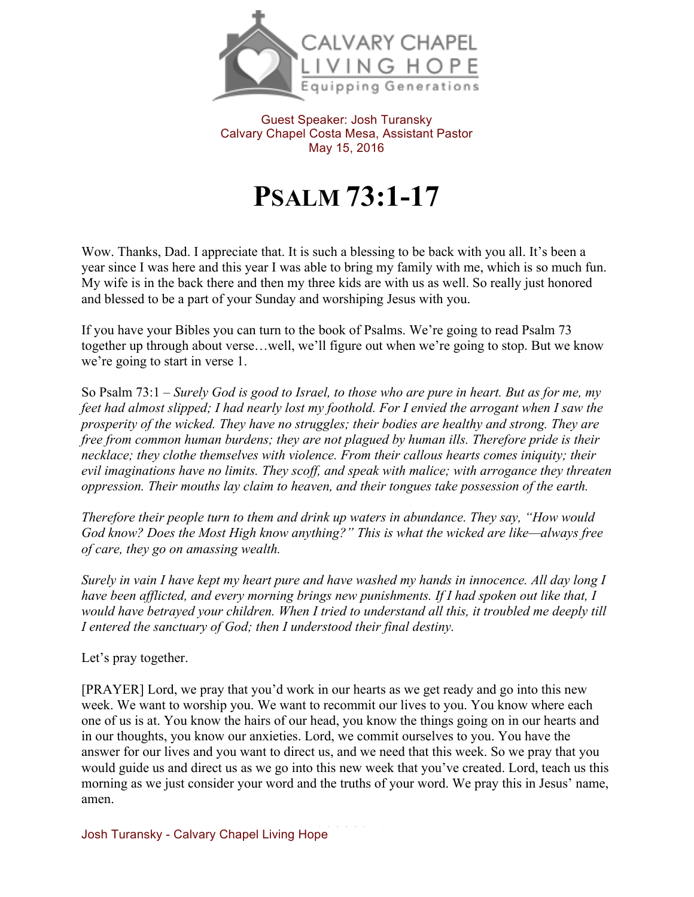Guest Speaker: Josh Turansky
Calvary Chapel Costa Mesa, Assistant Pastor
May 15, 2016

# PSALM 73:1-17

Wow. Thanks, Dad. I appreciate that. It is such a blessing to be back with you all. It's been a year since I was here and this year I was able to bring my family with me, which is so much fun. My wife is in the back there and then my three kids are with us as well. So really just honored and blessed to be a part of your Sunday and worshiping Jesus with you.

If you have your Bibles you can turn to the book of Psalms. We're going to read Psalm 73 together up through about verse…well, we'll figure out when we're going to stop. But we know we're going to start in verse 1.

So Psalm 73:1 – *Surely God is good to Israel, to those who are pure in heart. But as for me, my feet had almost slipped; I had nearly lost my foothold. For I envied the arrogant when I saw the prosperity of the wicked. They have no struggles; their bodies are healthy and strong. They are free from common human burdens; they are not plagued by human ills. Therefore pride is their necklace; they clothe themselves with violence. From their callous hearts comes iniquity; their evil imaginations have no limits. They scoff, and speak with malice; with arrogance they threaten oppression. Their mouths lay claim to heaven, and their tongues take possession of the earth.*

*Therefore their people turn to them and drink up waters in abundance. They say, "How would God know? Does the Most High know anything?" This is what the wicked are like—always free of care, they go on amassing wealth.*

*Surely in vain I have kept my heart pure and have washed my hands in innocence. All day long I have been afflicted, and every morning brings new punishments. If I had spoken out like that, I would have betrayed your children. When I tried to understand all this, it troubled me deeply till I entered the sanctuary of God; then I understood their final destiny.*

Let's pray together.

[PRAYER] Lord, we pray that you'd work in our hearts as we get ready and go into this new week. We want to worship you. We want to recommit our lives to you. You know where each one of us is at. You know the hairs of our head, you know the things going on in our hearts and in our thoughts, you know our anxieties. Lord, we commit ourselves to you. You have the answer for our lives and you want to direct us, and we need that this week. So we pray that you would guide us and direct us as we go into this new week that you've created. Lord, teach us this morning as we just consider your word and the truths of your word. We pray this in Jesus' name, amen.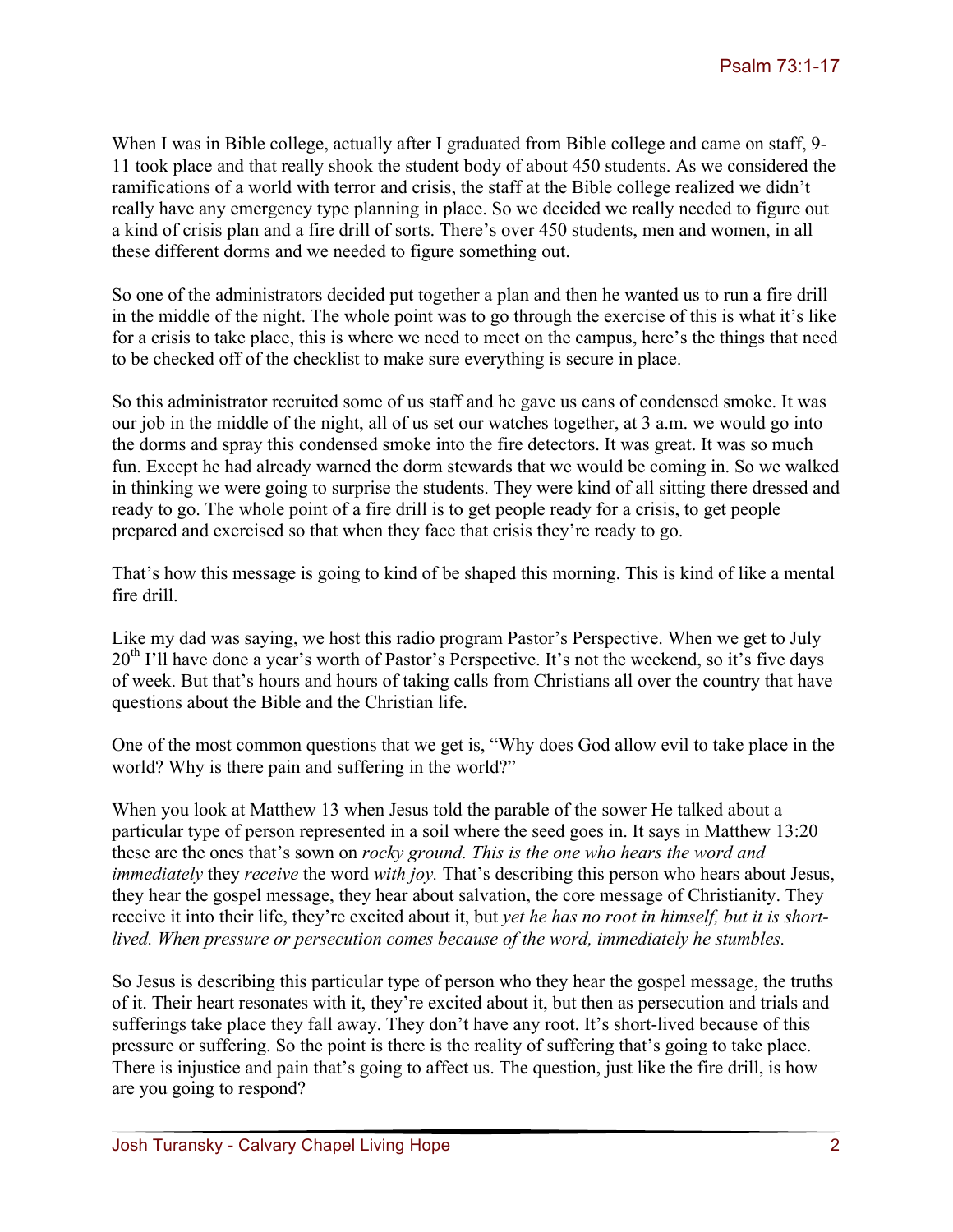When I was in Bible college, actually after I graduated from Bible college and came on staff, 9-11 took place and that really shook the student body of about 450 students. As we considered the ramifications of a world with terror and crisis, the staff at the Bible college realized we didn't really have any emergency type planning in place. So we decided we really needed to figure out a kind of crisis plan and a fire drill of sorts. There's over 450 students, men and women, in all these different dorms and we needed to figure something out.

So one of the administrators decided put together a plan and then he wanted us to run a fire drill in the middle of the night. The whole point was to go through the exercise of this is what it's like for a crisis to take place, this is where we need to meet on the campus, here's the things that need to be checked off of the checklist to make sure everything is secure in place.

So this administrator recruited some of us staff and he gave us cans of condensed smoke. It was our job in the middle of the night, all of us set our watches together, at 3 a.m. we would go into the dorms and spray this condensed smoke into the fire detectors. It was great. It was so much fun. Except he had already warned the dorm stewards that we would be coming in. So we walked in thinking we were going to surprise the students. They were kind of all sitting there dressed and ready to go. The whole point of a fire drill is to get people ready for a crisis, to get people prepared and exercised so that when they face that crisis they're ready to go.

That's how this message is going to kind of be shaped this morning. This is kind of like a mental fire drill.

Like my dad was saying, we host this radio program Pastor's Perspective. When we get to July 20th I'll have done a year's worth of Pastor's Perspective. It's not the weekend, so it's five days of week. But that's hours and hours of taking calls from Christians all over the country that have questions about the Bible and the Christian life.

One of the most common questions that we get is, "Why does God allow evil to take place in the world? Why is there pain and suffering in the world?"

When you look at Matthew 13 when Jesus told the parable of the sower He talked about a particular type of person represented in a soil where the seed goes in. It says in Matthew 13:20 these are the ones that's sown on *rocky ground. This is the one who hears the word and immediately* they *receive* the word *with joy.* That's describing this person who hears about Jesus, they hear the gospel message, they hear about salvation, the core message of Christianity. They receive it into their life, they're excited about it, but *yet he has no root in himself, but it is short-lived. When pressure or persecution comes because of the word, immediately he stumbles.*

So Jesus is describing this particular type of person who they hear the gospel message, the truths of it. Their heart resonates with it, they're excited about it, but then as persecution and trials and sufferings take place they fall away. They don't have any root. It's short-lived because of this pressure or suffering. So the point is there is the reality of suffering that's going to take place. There is injustice and pain that's going to affect us. The question, just like the fire drill, is how are you going to respond?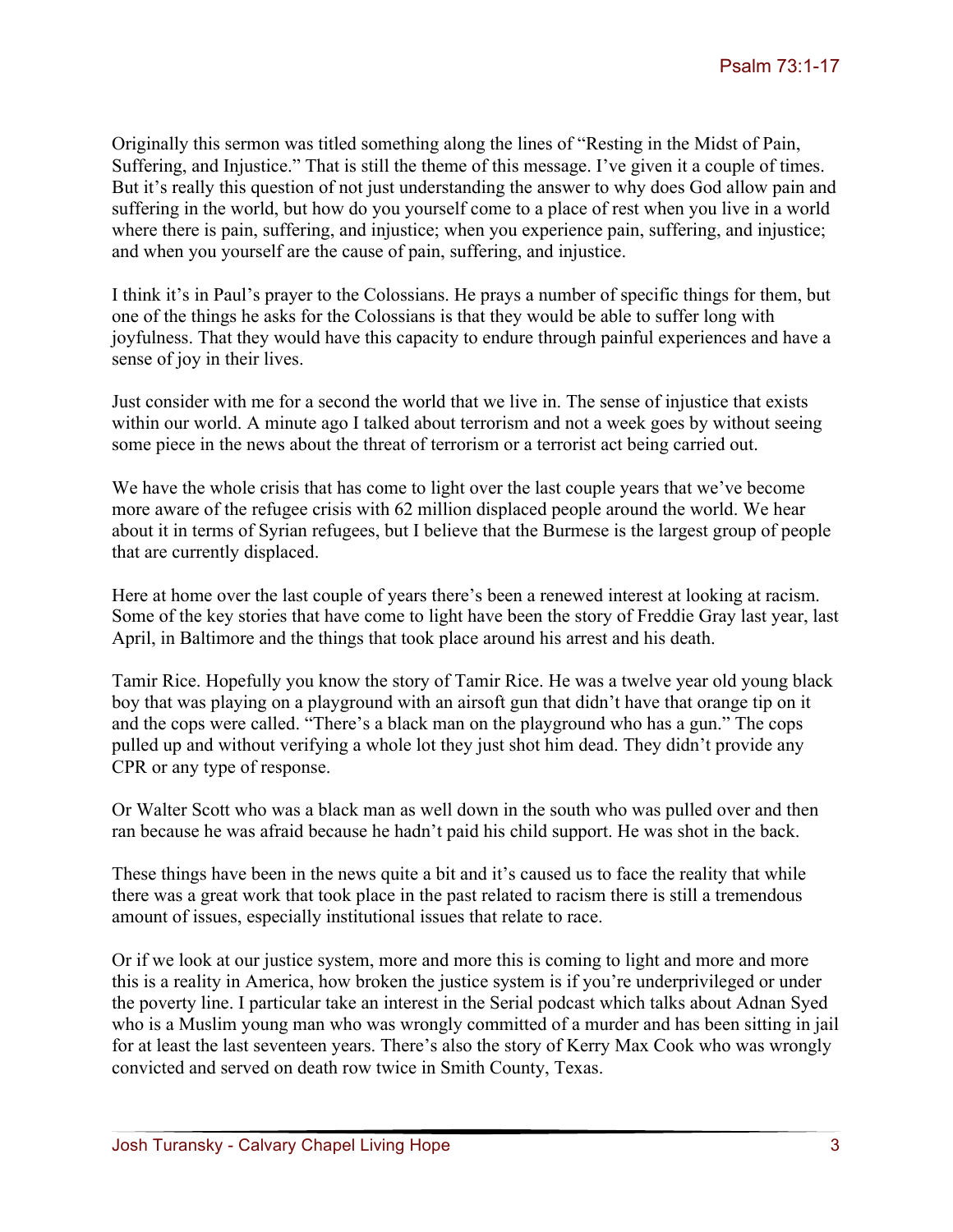Originally this sermon was titled something along the lines of "Resting in the Midst of Pain, Suffering, and Injustice." That is still the theme of this message. I've given it a couple of times. But it's really this question of not just understanding the answer to why does God allow pain and suffering in the world, but how do you yourself come to a place of rest when you live in a world where there is pain, suffering, and injustice; when you experience pain, suffering, and injustice; and when you yourself are the cause of pain, suffering, and injustice.

I think it's in Paul's prayer to the Colossians. He prays a number of specific things for them, but one of the things he asks for the Colossians is that they would be able to suffer long with joyfulness. That they would have this capacity to endure through painful experiences and have a sense of joy in their lives.

Just consider with me for a second the world that we live in. The sense of injustice that exists within our world. A minute ago I talked about terrorism and not a week goes by without seeing some piece in the news about the threat of terrorism or a terrorist act being carried out.

We have the whole crisis that has come to light over the last couple years that we've become more aware of the refugee crisis with 62 million displaced people around the world. We hear about it in terms of Syrian refugees, but I believe that the Burmese is the largest group of people that are currently displaced.

Here at home over the last couple of years there's been a renewed interest at looking at racism. Some of the key stories that have come to light have been the story of Freddie Gray last year, last April, in Baltimore and the things that took place around his arrest and his death.

Tamir Rice. Hopefully you know the story of Tamir Rice. He was a twelve year old young black boy that was playing on a playground with an airsoft gun that didn't have that orange tip on it and the cops were called. "There's a black man on the playground who has a gun." The cops pulled up and without verifying a whole lot they just shot him dead. They didn't provide any CPR or any type of response.

Or Walter Scott who was a black man as well down in the south who was pulled over and then ran because he was afraid because he hadn't paid his child support. He was shot in the back.

These things have been in the news quite a bit and it's caused us to face the reality that while there was a great work that took place in the past related to racism there is still a tremendous amount of issues, especially institutional issues that relate to race.

Or if we look at our justice system, more and more this is coming to light and more and more this is a reality in America, how broken the justice system is if you're underprivileged or under the poverty line. I particular take an interest in the Serial podcast which talks about Adnan Syed who is a Muslim young man who was wrongly committed of a murder and has been sitting in jail for at least the last seventeen years. There's also the story of Kerry Max Cook who was wrongly convicted and served on death row twice in Smith County, Texas.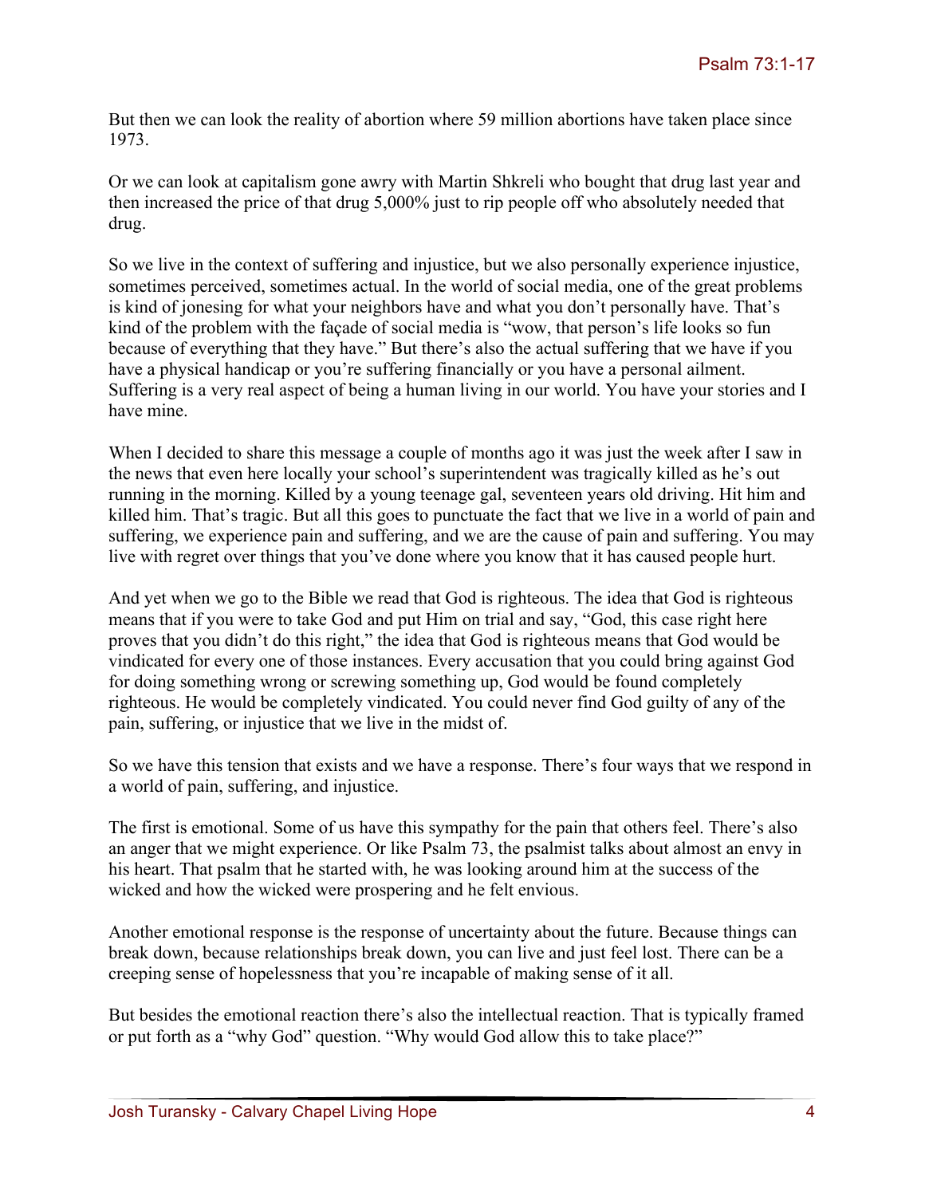But then we can look the reality of abortion where 59 million abortions have taken place since 1973.

Or we can look at capitalism gone awry with Martin Shkreli who bought that drug last year and then increased the price of that drug 5,000% just to rip people off who absolutely needed that drug.

So we live in the context of suffering and injustice, but we also personally experience injustice, sometimes perceived, sometimes actual. In the world of social media, one of the great problems is kind of jonesing for what your neighbors have and what you don't personally have. That's kind of the problem with the façade of social media is "wow, that person's life looks so fun because of everything that they have." But there's also the actual suffering that we have if you have a physical handicap or you're suffering financially or you have a personal ailment. Suffering is a very real aspect of being a human living in our world. You have your stories and I have mine.

When I decided to share this message a couple of months ago it was just the week after I saw in the news that even here locally your school's superintendent was tragically killed as he's out running in the morning. Killed by a young teenage gal, seventeen years old driving. Hit him and killed him. That's tragic. But all this goes to punctuate the fact that we live in a world of pain and suffering, we experience pain and suffering, and we are the cause of pain and suffering. You may live with regret over things that you've done where you know that it has caused people hurt.

And yet when we go to the Bible we read that God is righteous. The idea that God is righteous means that if you were to take God and put Him on trial and say, "God, this case right here proves that you didn't do this right," the idea that God is righteous means that God would be vindicated for every one of those instances. Every accusation that you could bring against God for doing something wrong or screwing something up, God would be found completely righteous. He would be completely vindicated. You could never find God guilty of any of the pain, suffering, or injustice that we live in the midst of.

So we have this tension that exists and we have a response. There's four ways that we respond in a world of pain, suffering, and injustice.

The first is emotional. Some of us have this sympathy for the pain that others feel. There's also an anger that we might experience. Or like Psalm 73, the psalmist talks about almost an envy in his heart. That psalm that he started with, he was looking around him at the success of the wicked and how the wicked were prospering and he felt envious.

Another emotional response is the response of uncertainty about the future. Because things can break down, because relationships break down, you can live and just feel lost. There can be a creeping sense of hopelessness that you're incapable of making sense of it all.

But besides the emotional reaction there's also the intellectual reaction. That is typically framed or put forth as a "why God" question. "Why would God allow this to take place?"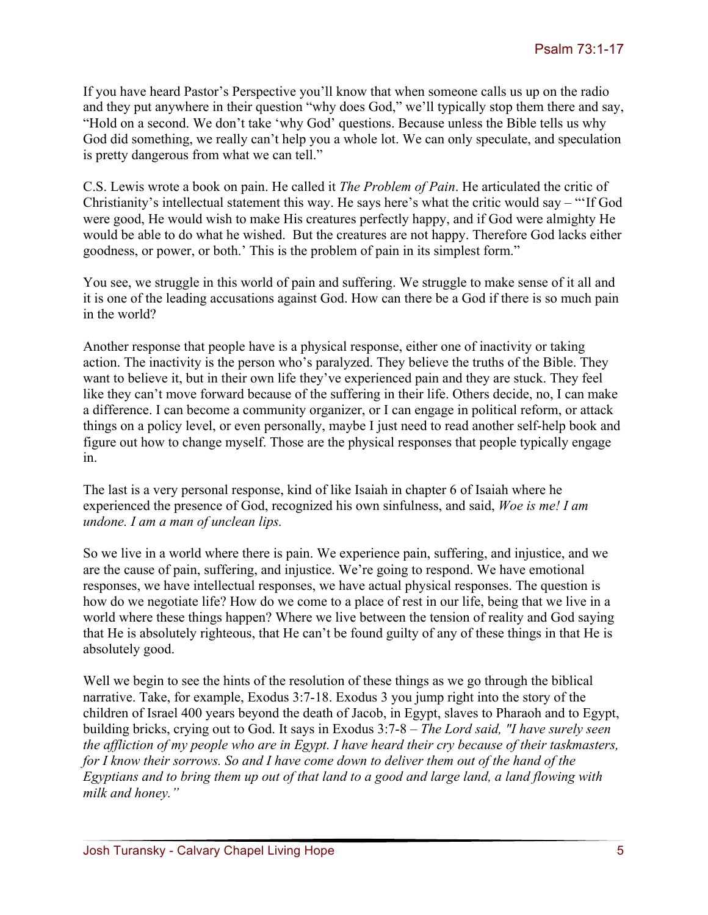If you have heard Pastor's Perspective you'll know that when someone calls us up on the radio and they put anywhere in their question "why does God," we'll typically stop them there and say, "Hold on a second. We don't take 'why God' questions. Because unless the Bible tells us why God did something, we really can't help you a whole lot. We can only speculate, and speculation is pretty dangerous from what we can tell."

C.S. Lewis wrote a book on pain. He called it *The Problem of Pain*. He articulated the critic of Christianity's intellectual statement this way. He says here's what the critic would say – "'If God were good, He would wish to make His creatures perfectly happy, and if God were almighty He would be able to do what he wished. But the creatures are not happy. Therefore God lacks either goodness, or power, or both.' This is the problem of pain in its simplest form."

You see, we struggle in this world of pain and suffering. We struggle to make sense of it all and it is one of the leading accusations against God. How can there be a God if there is so much pain in the world?

Another response that people have is a physical response, either one of inactivity or taking action. The inactivity is the person who's paralyzed. They believe the truths of the Bible. They want to believe it, but in their own life they've experienced pain and they are stuck. They feel like they can't move forward because of the suffering in their life. Others decide, no, I can make a difference. I can become a community organizer, or I can engage in political reform, or attack things on a policy level, or even personally, maybe I just need to read another self-help book and figure out how to change myself. Those are the physical responses that people typically engage in.

The last is a very personal response, kind of like Isaiah in chapter 6 of Isaiah where he experienced the presence of God, recognized his own sinfulness, and said, *Woe is me! I am undone. I am a man of unclean lips.*

So we live in a world where there is pain. We experience pain, suffering, and injustice, and we are the cause of pain, suffering, and injustice. We're going to respond. We have emotional responses, we have intellectual responses, we have actual physical responses. The question is how do we negotiate life? How do we come to a place of rest in our life, being that we live in a world where these things happen? Where we live between the tension of reality and God saying that He is absolutely righteous, that He can't be found guilty of any of these things in that He is absolutely good.

Well we begin to see the hints of the resolution of these things as we go through the biblical narrative. Take, for example, Exodus 3:7-18. Exodus 3 you jump right into the story of the children of Israel 400 years beyond the death of Jacob, in Egypt, slaves to Pharaoh and to Egypt, building bricks, crying out to God. It says in Exodus 3:7-8 – *The Lord said, "I have surely seen the affliction of my people who are in Egypt. I have heard their cry because of their taskmasters, for I know their sorrows. So and I have come down to deliver them out of the hand of the Egyptians and to bring them up out of that land to a good and large land, a land flowing with milk and honey."*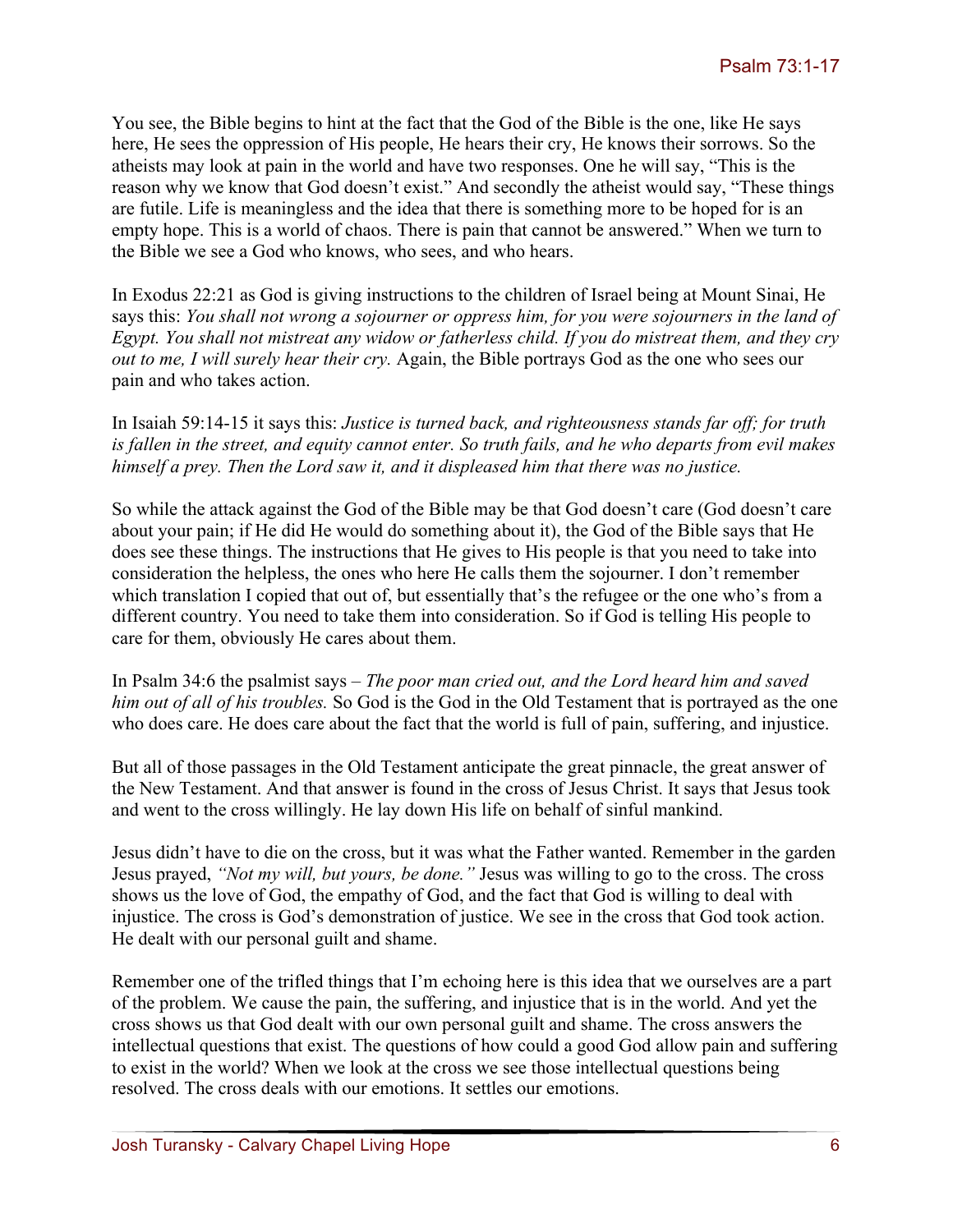You see, the Bible begins to hint at the fact that the God of the Bible is the one, like He says here, He sees the oppression of His people, He hears their cry, He knows their sorrows. So the atheists may look at pain in the world and have two responses. One he will say, "This is the reason why we know that God doesn't exist." And secondly the atheist would say, "These things are futile. Life is meaningless and the idea that there is something more to be hoped for is an empty hope. This is a world of chaos. There is pain that cannot be answered." When we turn to the Bible we see a God who knows, who sees, and who hears.

In Exodus 22:21 as God is giving instructions to the children of Israel being at Mount Sinai, He says this: *You shall not wrong a sojourner or oppress him, for you were sojourners in the land of Egypt. You shall not mistreat any widow or fatherless child. If you do mistreat them, and they cry out to me, I will surely hear their cry.* Again, the Bible portrays God as the one who sees our pain and who takes action.

In Isaiah 59:14-15 it says this: *Justice is turned back, and righteousness stands far off; for truth is fallen in the street, and equity cannot enter. So truth fails, and he who departs from evil makes himself a prey. Then the Lord saw it, and it displeased him that there was no justice.*

So while the attack against the God of the Bible may be that God doesn't care (God doesn't care about your pain; if He did He would do something about it), the God of the Bible says that He does see these things. The instructions that He gives to His people is that you need to take into consideration the helpless, the ones who here He calls them the sojourner. I don't remember which translation I copied that out of, but essentially that's the refugee or the one who's from a different country. You need to take them into consideration. So if God is telling His people to care for them, obviously He cares about them.

In Psalm 34:6 the psalmist says – *The poor man cried out, and the Lord heard him and saved him out of all of his troubles.* So God is the God in the Old Testament that is portrayed as the one who does care. He does care about the fact that the world is full of pain, suffering, and injustice.

But all of those passages in the Old Testament anticipate the great pinnacle, the great answer of the New Testament. And that answer is found in the cross of Jesus Christ. It says that Jesus took and went to the cross willingly. He lay down His life on behalf of sinful mankind.

Jesus didn't have to die on the cross, but it was what the Father wanted. Remember in the garden Jesus prayed, *"Not my will, but yours, be done."* Jesus was willing to go to the cross. The cross shows us the love of God, the empathy of God, and the fact that God is willing to deal with injustice. The cross is God's demonstration of justice. We see in the cross that God took action. He dealt with our personal guilt and shame.

Remember one of the trifled things that I'm echoing here is this idea that we ourselves are a part of the problem. We cause the pain, the suffering, and injustice that is in the world. And yet the cross shows us that God dealt with our own personal guilt and shame. The cross answers the intellectual questions that exist. The questions of how could a good God allow pain and suffering to exist in the world? When we look at the cross we see those intellectual questions being resolved. The cross deals with our emotions. It settles our emotions.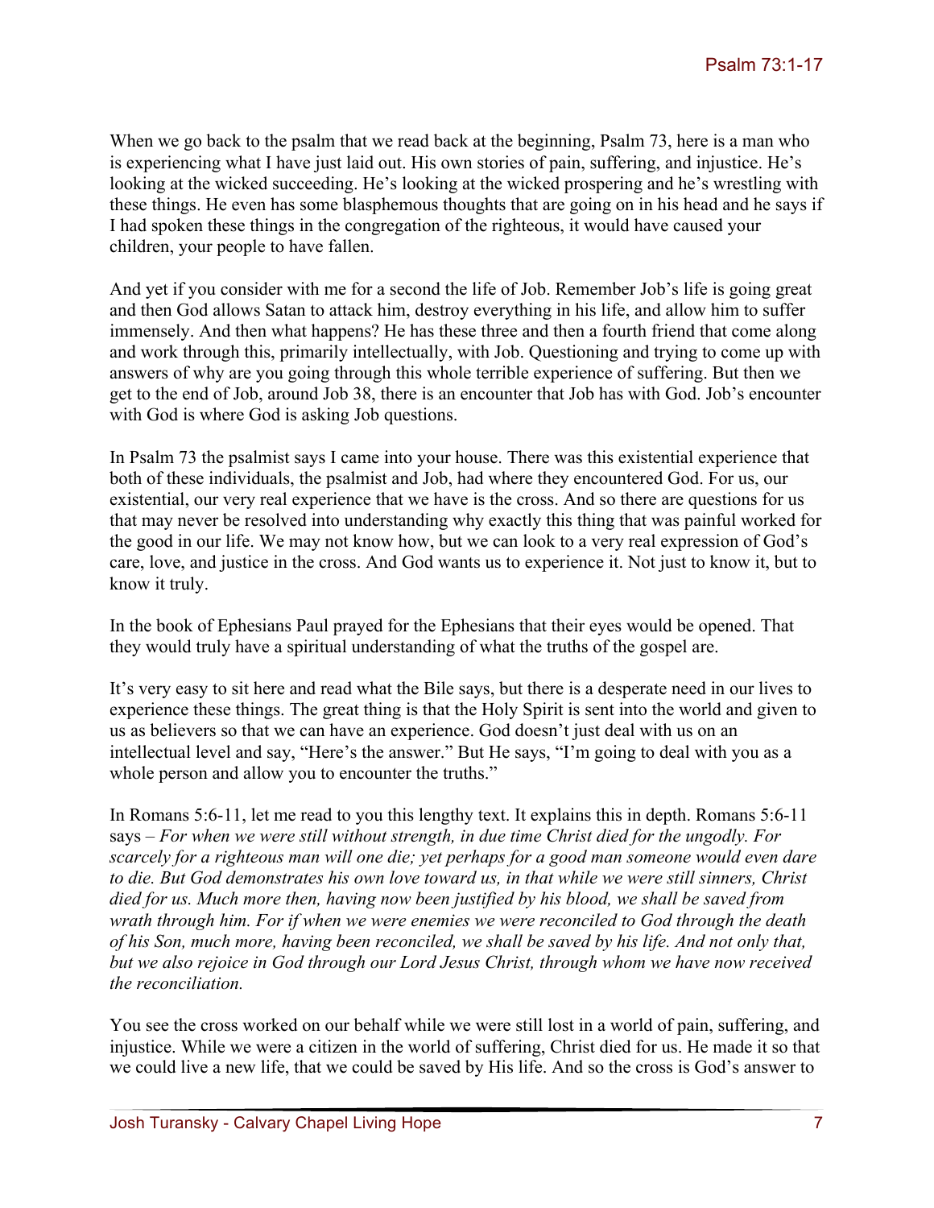When we go back to the psalm that we read back at the beginning, Psalm 73, here is a man who is experiencing what I have just laid out. His own stories of pain, suffering, and injustice. He's looking at the wicked succeeding. He's looking at the wicked prospering and he's wrestling with these things. He even has some blasphemous thoughts that are going on in his head and he says if I had spoken these things in the congregation of the righteous, it would have caused your children, your people to have fallen.

And yet if you consider with me for a second the life of Job. Remember Job's life is going great and then God allows Satan to attack him, destroy everything in his life, and allow him to suffer immensely. And then what happens? He has these three and then a fourth friend that come along and work through this, primarily intellectually, with Job. Questioning and trying to come up with answers of why are you going through this whole terrible experience of suffering. But then we get to the end of Job, around Job 38, there is an encounter that Job has with God. Job's encounter with God is where God is asking Job questions.

In Psalm 73 the psalmist says I came into your house. There was this existential experience that both of these individuals, the psalmist and Job, had where they encountered God. For us, our existential, our very real experience that we have is the cross. And so there are questions for us that may never be resolved into understanding why exactly this thing that was painful worked for the good in our life. We may not know how, but we can look to a very real expression of God's care, love, and justice in the cross. And God wants us to experience it. Not just to know it, but to know it truly.

In the book of Ephesians Paul prayed for the Ephesians that their eyes would be opened. That they would truly have a spiritual understanding of what the truths of the gospel are.

It's very easy to sit here and read what the Bile says, but there is a desperate need in our lives to experience these things. The great thing is that the Holy Spirit is sent into the world and given to us as believers so that we can have an experience. God doesn't just deal with us on an intellectual level and say, "Here's the answer." But He says, "I'm going to deal with you as a whole person and allow you to encounter the truths."

In Romans 5:6-11, let me read to you this lengthy text. It explains this in depth. Romans 5:6-11 says – *For when we were still without strength, in due time Christ died for the ungodly. For scarcely for a righteous man will one die; yet perhaps for a good man someone would even dare to die. But God demonstrates his own love toward us, in that while we were still sinners, Christ died for us. Much more then, having now been justified by his blood, we shall be saved from wrath through him. For if when we were enemies we were reconciled to God through the death of his Son, much more, having been reconciled, we shall be saved by his life. And not only that, but we also rejoice in God through our Lord Jesus Christ, through whom we have now received the reconciliation.*

You see the cross worked on our behalf while we were still lost in a world of pain, suffering, and injustice. While we were a citizen in the world of suffering, Christ died for us. He made it so that we could live a new life, that we could be saved by His life. And so the cross is God's answer to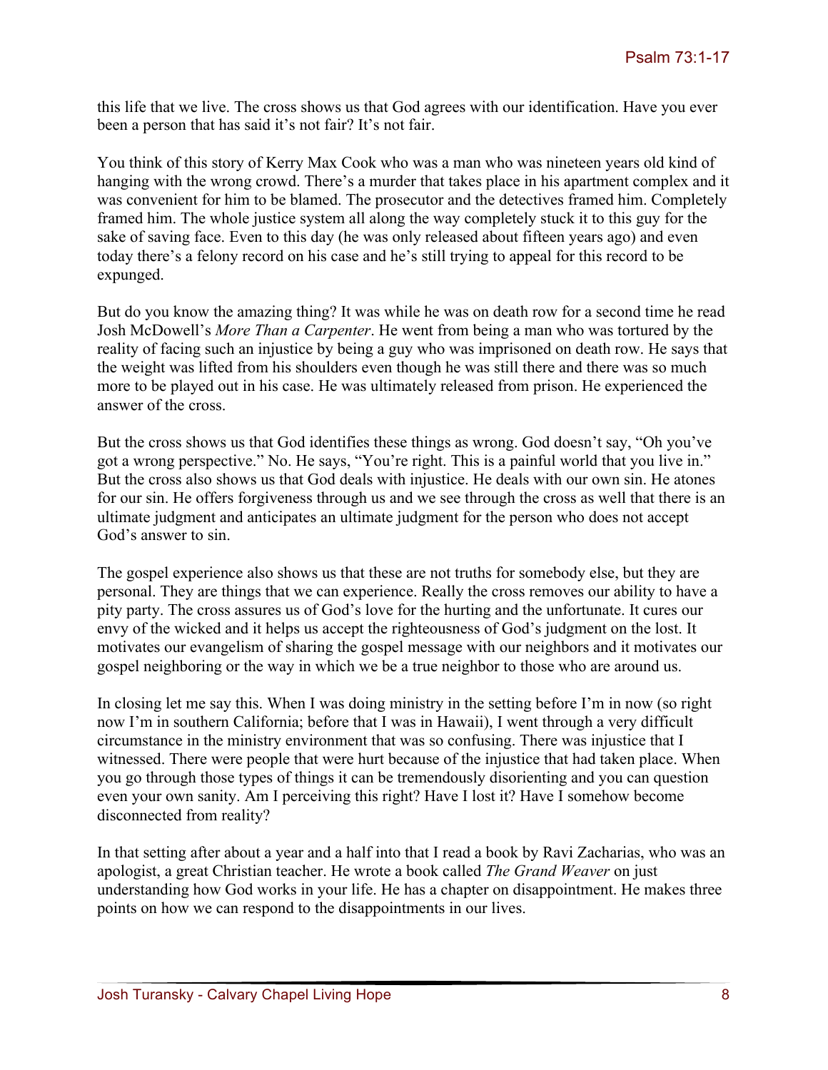this life that we live. The cross shows us that God agrees with our identification. Have you ever been a person that has said it's not fair? It's not fair.

You think of this story of Kerry Max Cook who was a man who was nineteen years old kind of hanging with the wrong crowd. There's a murder that takes place in his apartment complex and it was convenient for him to be blamed. The prosecutor and the detectives framed him. Completely framed him. The whole justice system all along the way completely stuck it to this guy for the sake of saving face. Even to this day (he was only released about fifteen years ago) and even today there's a felony record on his case and he's still trying to appeal for this record to be expunged.

But do you know the amazing thing? It was while he was on death row for a second time he read Josh McDowell's *More Than a Carpenter*. He went from being a man who was tortured by the reality of facing such an injustice by being a guy who was imprisoned on death row. He says that the weight was lifted from his shoulders even though he was still there and there was so much more to be played out in his case. He was ultimately released from prison. He experienced the answer of the cross.

But the cross shows us that God identifies these things as wrong. God doesn't say, "Oh you've got a wrong perspective." No. He says, "You're right. This is a painful world that you live in." But the cross also shows us that God deals with injustice. He deals with our own sin. He atones for our sin. He offers forgiveness through us and we see through the cross as well that there is an ultimate judgment and anticipates an ultimate judgment for the person who does not accept God's answer to sin.

The gospel experience also shows us that these are not truths for somebody else, but they are personal. They are things that we can experience. Really the cross removes our ability to have a pity party. The cross assures us of God's love for the hurting and the unfortunate. It cures our envy of the wicked and it helps us accept the righteousness of God's judgment on the lost. It motivates our evangelism of sharing the gospel message with our neighbors and it motivates our gospel neighboring or the way in which we be a true neighbor to those who are around us.

In closing let me say this. When I was doing ministry in the setting before I'm in now (so right now I'm in southern California; before that I was in Hawaii), I went through a very difficult circumstance in the ministry environment that was so confusing. There was injustice that I witnessed. There were people that were hurt because of the injustice that had taken place. When you go through those types of things it can be tremendously disorienting and you can question even your own sanity. Am I perceiving this right? Have I lost it? Have I somehow become disconnected from reality?

In that setting after about a year and a half into that I read a book by Ravi Zacharias, who was an apologist, a great Christian teacher. He wrote a book called *The Grand Weaver* on just understanding how God works in your life. He has a chapter on disappointment. He makes three points on how we can respond to the disappointments in our lives.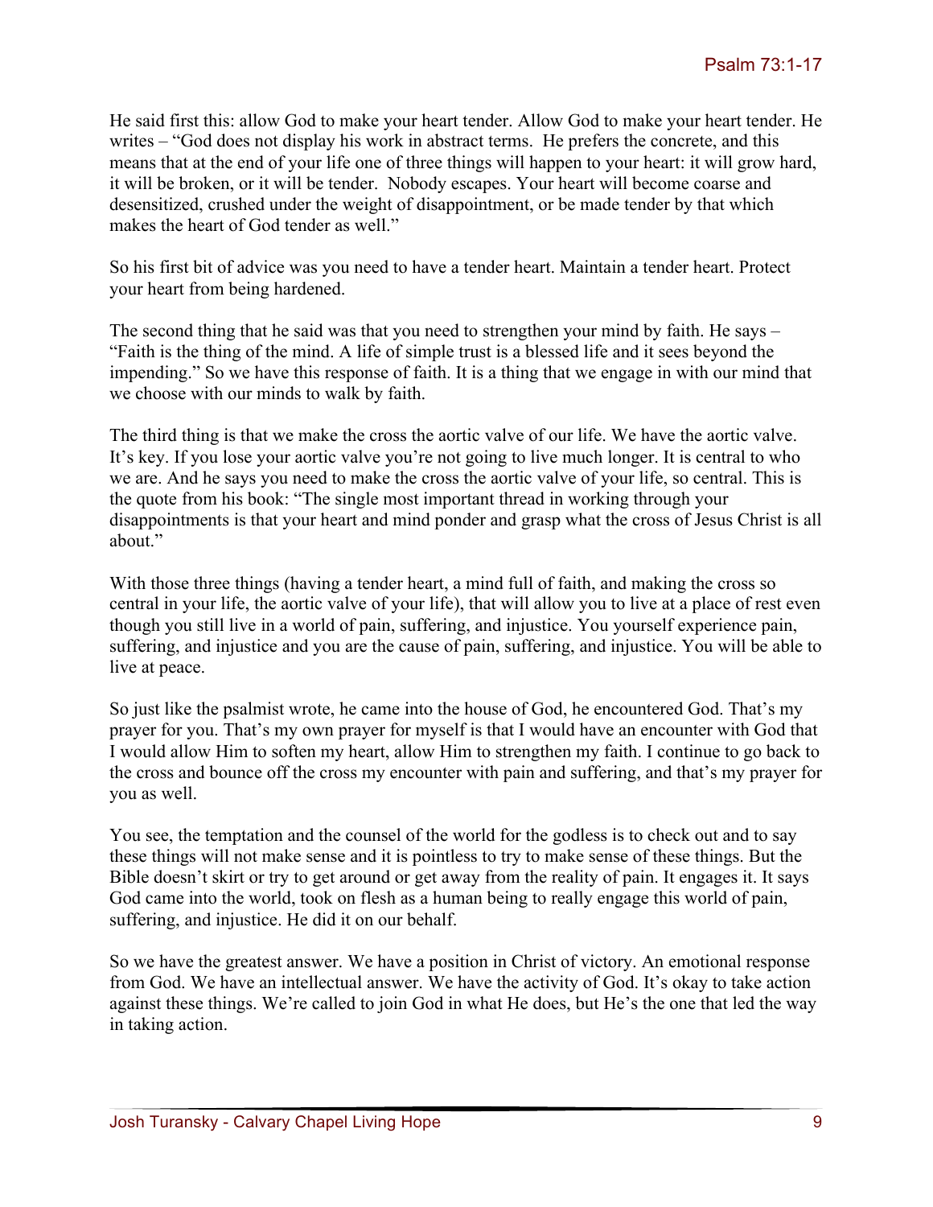He said first this: allow God to make your heart tender. Allow God to make your heart tender. He writes – "God does not display his work in abstract terms. He prefers the concrete, and this means that at the end of your life one of three things will happen to your heart: it will grow hard, it will be broken, or it will be tender. Nobody escapes. Your heart will become coarse and desensitized, crushed under the weight of disappointment, or be made tender by that which makes the heart of God tender as well."

So his first bit of advice was you need to have a tender heart. Maintain a tender heart. Protect your heart from being hardened.

The second thing that he said was that you need to strengthen your mind by faith. He says – "Faith is the thing of the mind. A life of simple trust is a blessed life and it sees beyond the impending." So we have this response of faith. It is a thing that we engage in with our mind that we choose with our minds to walk by faith.

The third thing is that we make the cross the aortic valve of our life. We have the aortic valve. It's key. If you lose your aortic valve you're not going to live much longer. It is central to who we are. And he says you need to make the cross the aortic valve of your life, so central. This is the quote from his book: "The single most important thread in working through your disappointments is that your heart and mind ponder and grasp what the cross of Jesus Christ is all about."

With those three things (having a tender heart, a mind full of faith, and making the cross so central in your life, the aortic valve of your life), that will allow you to live at a place of rest even though you still live in a world of pain, suffering, and injustice. You yourself experience pain, suffering, and injustice and you are the cause of pain, suffering, and injustice. You will be able to live at peace.

So just like the psalmist wrote, he came into the house of God, he encountered God. That's my prayer for you. That's my own prayer for myself is that I would have an encounter with God that I would allow Him to soften my heart, allow Him to strengthen my faith. I continue to go back to the cross and bounce off the cross my encounter with pain and suffering, and that's my prayer for you as well.

You see, the temptation and the counsel of the world for the godless is to check out and to say these things will not make sense and it is pointless to try to make sense of these things. But the Bible doesn't skirt or try to get around or get away from the reality of pain. It engages it. It says God came into the world, took on flesh as a human being to really engage this world of pain, suffering, and injustice. He did it on our behalf.

So we have the greatest answer. We have a position in Christ of victory. An emotional response from God. We have an intellectual answer. We have the activity of God. It's okay to take action against these things. We're called to join God in what He does, but He's the one that led the way in taking action.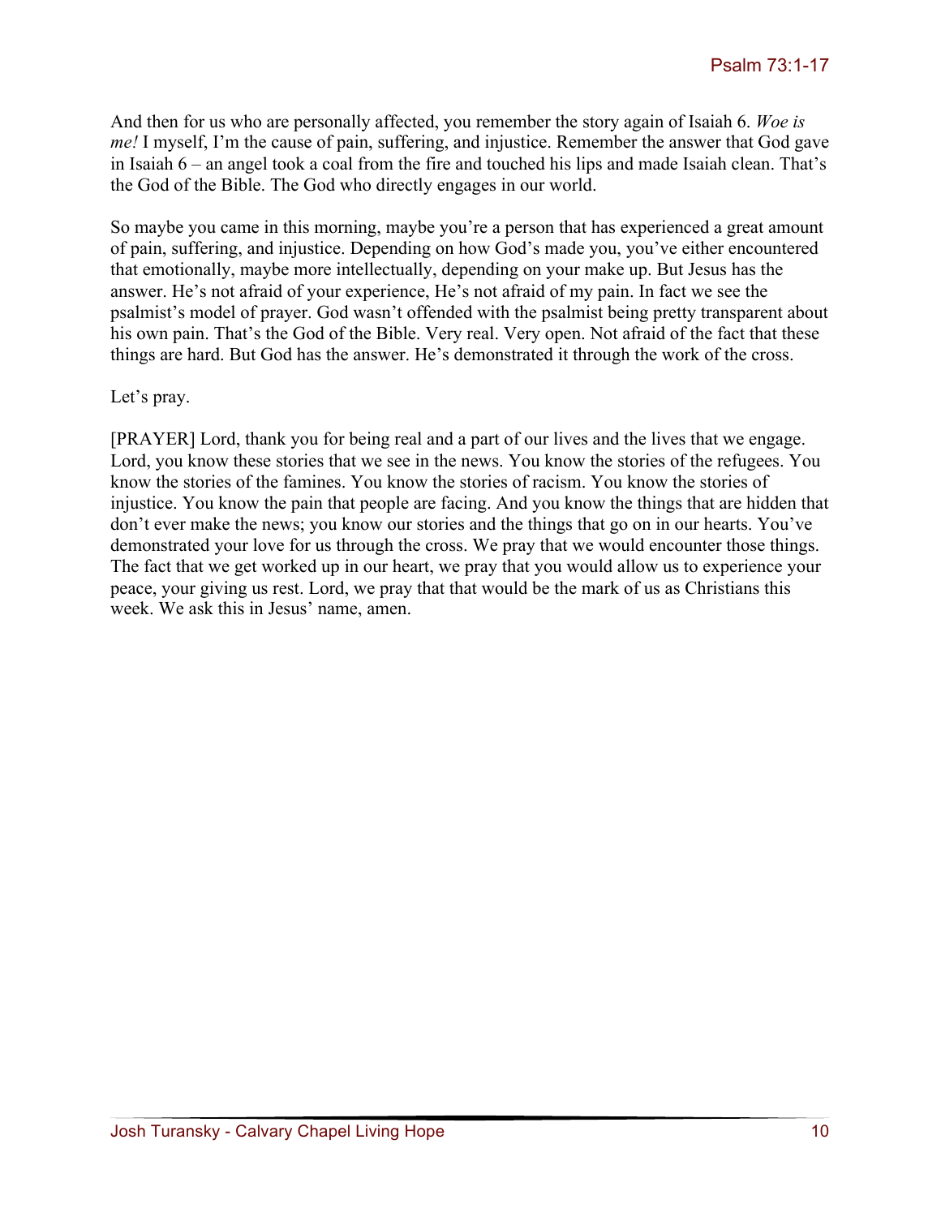And then for us who are personally affected, you remember the story again of Isaiah 6. *Woe is me!* I myself, I'm the cause of pain, suffering, and injustice. Remember the answer that God gave in Isaiah 6 – an angel took a coal from the fire and touched his lips and made Isaiah clean. That's the God of the Bible. The God who directly engages in our world.

So maybe you came in this morning, maybe you're a person that has experienced a great amount of pain, suffering, and injustice. Depending on how God's made you, you've either encountered that emotionally, maybe more intellectually, depending on your make up. But Jesus has the answer. He's not afraid of your experience, He's not afraid of my pain. In fact we see the psalmist's model of prayer. God wasn't offended with the psalmist being pretty transparent about his own pain. That's the God of the Bible. Very real. Very open. Not afraid of the fact that these things are hard. But God has the answer. He's demonstrated it through the work of the cross.

Let's pray.

[PRAYER] Lord, thank you for being real and a part of our lives and the lives that we engage. Lord, you know these stories that we see in the news. You know the stories of the refugees. You know the stories of the famines. You know the stories of racism. You know the stories of injustice. You know the pain that people are facing. And you know the things that are hidden that don't ever make the news; you know our stories and the things that go on in our hearts. You've demonstrated your love for us through the cross. We pray that we would encounter those things. The fact that we get worked up in our heart, we pray that you would allow us to experience your peace, your giving us rest. Lord, we pray that that would be the mark of us as Christians this week. We ask this in Jesus' name, amen.